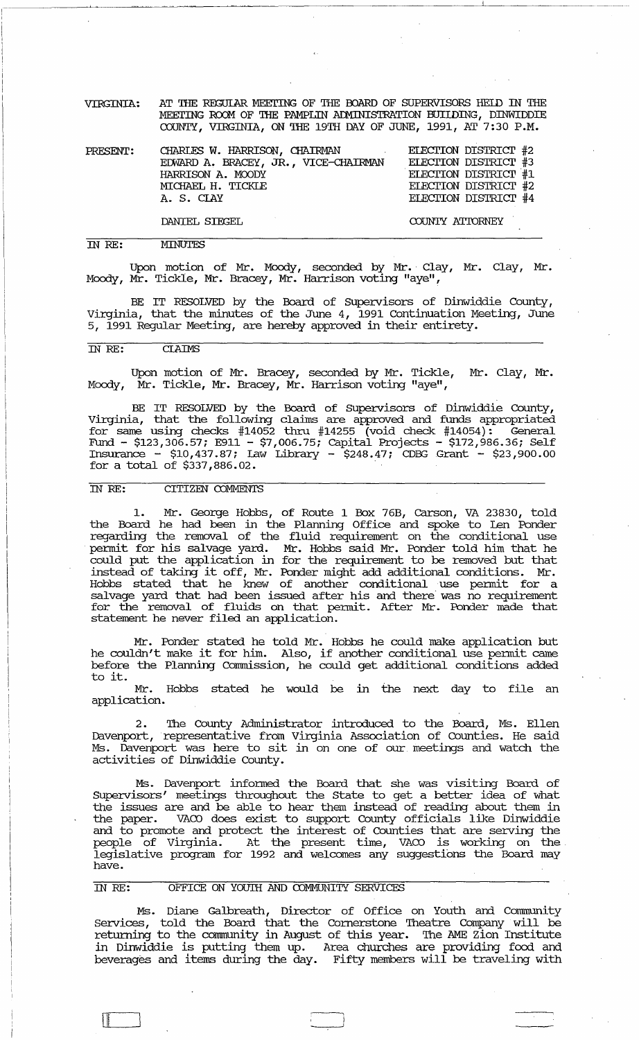VIRGINIA: AT THE REGULAR MEETING OF THE BOARD OF SUPERVISORS HELD IN THE MEETING ROOM OF THE PAMPLIN ADMINISTRATION BUILDING, DINWIDDIE COUNTY, VIRGINIA, ON THE 19TH DAY OF JUNE, 1991, AT 7:30 P.M.

| PRESENT: | | |
|---|---|---|
| | CHARLES W. HARRISON, CHAIRMAN | ELECTION DISTRICT #2 |
| | EDWARD A. BRACEY, JR., VICE-CHAIRMAN | ELECTION DISTRICT #3 |
| | HARRISON A. MOODY | ELECTION DISTRICT #1 |
| | MICHAEL H. TICKLE | ELECTION DISTRICT #2 |
| | A. S. CLAY | ELECTION DISTRICT #4 |
| | DANIEL SIEGEL | COUNTY ATTORNEY |

IN RE: MINUTES

Upon motion of Mr. Moody, seconded by Mr. Clay, Mr. Clay, Mr. Moody, Mr. Tickle, Mr. Bracey, Mr. Harrison voting "aye",

BE IT RESOLVED by the Board of Supervisors of Dinwiddie County, Virginia, that the minutes of the June 4, 1991 Continuation Meeting, June 5, 1991 Regular Meeting, are hereby approved in their entirety.

IN RE: CLAIMS

Upon motion of Mr. Bracey, seconded by Mr. Tickle, Mr. Clay, Mr. Moody, Mr. Tickle, Mr. Bracey, Mr. Harrison voting "aye",

BE IT RESOLVED by the Board of Supervisors of Dinwiddie County, Virginia, that the following claims are approved and funds appropriated for same using checks #14052 thru #14255 (void check #14054): General Fund - $123,306.57; E911 - $7,006.75; Capital Projects - $172,986.36; Self Insurance - $10,437.87; Law Library - $248.47; CDBG Grant - $23,900.00 for a total of $337,886.02.

IN RE: CITIZEN COMMENTS

1. Mr. George Hobbs, of Route 1 Box 76B, Carson, VA 23830, told the Board he had been in the Planning Office and spoke to Len Ponder regarding the removal of the fluid requirement on the conditional use permit for his salvage yard. Mr. Hobbs said Mr. Ponder told him that he could put the application in for the requirement to be removed but that instead of taking it off, Mr. Ponder might add additional conditions. Mr. Hobbs stated that he knew of another conditional use permit for a salvage yard that had been issued after his and there was no requirement for the removal of fluids on that permit. After Mr. Ponder made that statement he never filed an application.

Mr. Ponder stated he told Mr. Hobbs he could make application but he couldn't make it for him. Also, if another conditional use permit came before the Planning Commission, he could get additional conditions added to it.

Mr. Hobbs stated he would be in the next day to file an application.

2. The County Administrator introduced to the Board, Ms. Ellen Davenport, representative from Virginia Association of Counties. He said Ms. Davenport was here to sit in on one of our meetings and watch the activities of Dinwiddie County.

Ms. Davenport informed the Board that she was visiting Board of Supervisors' meetings throughout the State to get a better idea of what the issues are and be able to hear them instead of reading about them in the paper. VACO does exist to support County officials like Dinwiddie and to promote and protect the interest of Counties that are serving the people of Virginia. At the present time, VACO is working on the legislative program for 1992 and welcomes any suggestions the Board may have.

IN RE: OFFICE ON YOUTH AND COMMUNITY SERVICES

Ms. Diane Galbreath, Director of Office on Youth and Community Services, told the Board that the Cornerstone Theatre Company will be returning to the community in August of this year. The AME Zion Institute in Dinwiddie is putting them up. Area churches are providing food and beverages and items during the day. Fifty members will be traveling with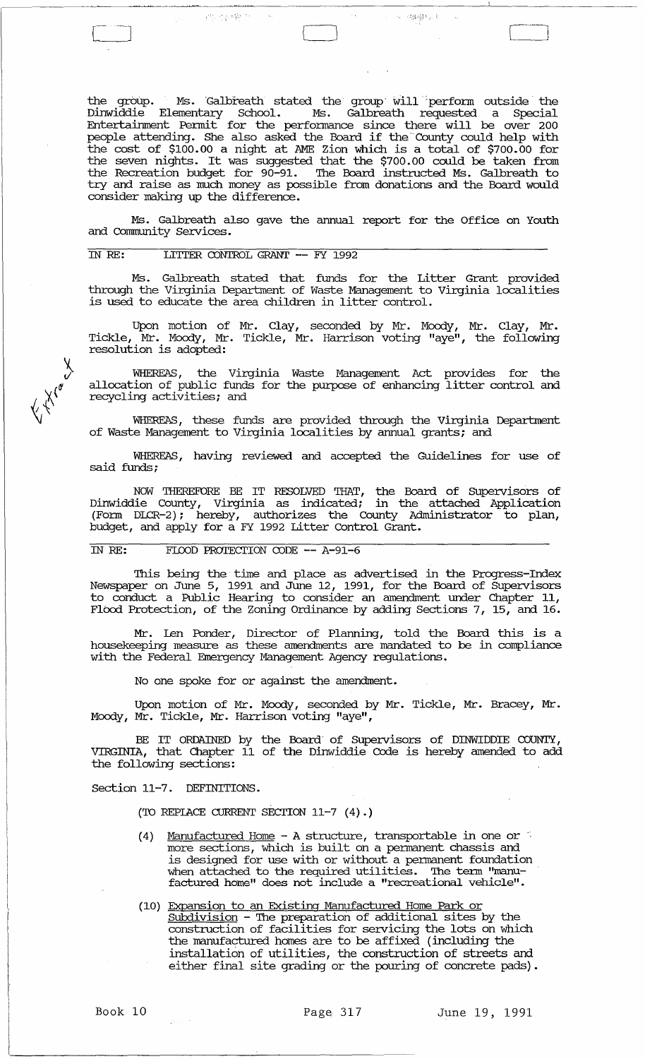the group. Ms. Galbreath stated the group will perform outside the Dinwiddie Elementary School. Ms. Galbreath requested a Special Entertainment Permit for the performance since there will be over 200 people attending. She also asked the Board if the County could help with the cost of $100.00 a night at AME Zion which is a total of $700.00 for the seven nights. It was suggested that the $700.00 could be taken from the Recreation budget for 90-91. The Board instructed Ms. Galbreath to try and raise as much money as possible from donations and the Board would consider making up the difference.

Ms. Galbreath also gave the annual report for the Office on Youth and Community Services.

IN RE: LITTER CONTROL GRANT -- FY 1992

Ms. Galbreath stated that funds for the Litter Grant provided through the Virginia Department of Waste Management to Virginia localities is used to educate the area children in litter control.

Upon motion of Mr. Clay, seconded by Mr. Moody, Mr. Clay, Mr. Tickle, Mr. Moody, Mr. Tickle, Mr. Harrison voting "aye", the following resolution is adopted:

WHEREAS, the Virginia Waste Management Act provides for the allocation of public funds for the purpose of enhancing litter control and recycling activities; and

WHEREAS, these funds are provided through the Virginia Department of Waste Management to Virginia localities by annual grants; and

WHEREAS, having reviewed and accepted the Guidelines for use of said funds;

NOW THEREFORE BE IT RESOLVED THAT, the Board of Supervisors of Dinwiddie County, Virginia as indicated; in the attached Application (Form DLCR-2); hereby, authorizes the County Administrator to plan, budget, and apply for a FY 1992 Litter Control Grant.

IN RE: FLOOD PROTECTION CODE -- A-91-6

This being the time and place as advertised in the Progress-Index Newspaper on June 5, 1991 and June 12, 1991, for the Board of Supervisors to conduct a Public Hearing to consider an amendment under Chapter 11, Flood Protection, of the Zoning Ordinance by adding Sections 7, 15, and 16.

Mr. Len Ponder, Director of Planning, told the Board this is a housekeeping measure as these amendments are mandated to be in compliance with the Federal Emergency Management Agency regulations.

No one spoke for or against the amendment.

Upon motion of Mr. Moody, seconded by Mr. Tickle, Mr. Bracey, Mr. Moody, Mr. Tickle, Mr. Harrison voting "aye",

BE IT ORDAINED by the Board of Supervisors of DINWIDDIE COUNTY, VIRGINIA, that Chapter 11 of the Dinwiddie Code is hereby amended to add the following sections:

Section 11-7. DEFINITIONS.

(TO REPLACE CURRENT SECTION 11-7 (4).)

(4) Manufactured Home - A structure, transportable in one or more sections, which is built on a permanent chassis and is designed for use with or without a permanent foundation when attached to the required utilities. The term "manufactured home" does not include a "recreational vehicle".

(10) Expansion to an Existing Manufactured Home Park or Subdivision - The preparation of additional sites by the construction of facilities for servicing the lots on which the manufactured homes are to be affixed (including the installation of utilities, the construction of streets and either final site grading or the pouring of concrete pads).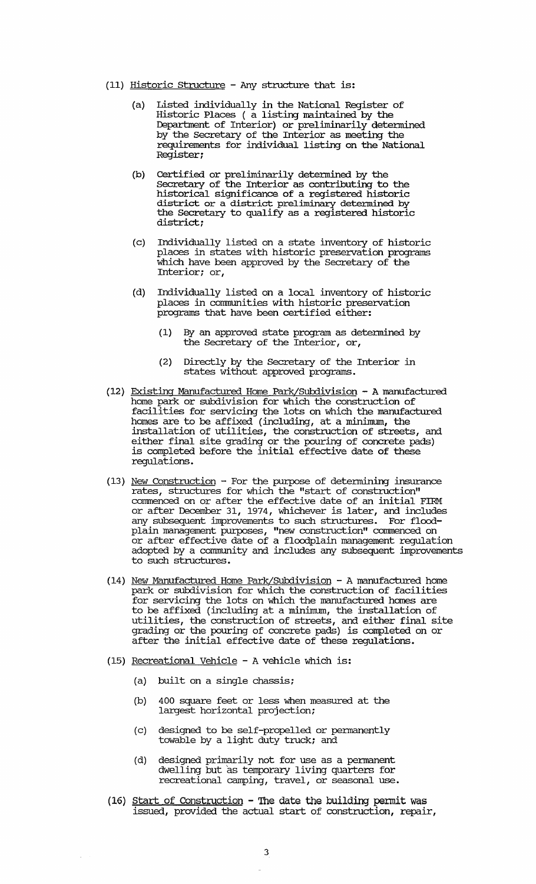(11) Historic Structure - Any structure that is:

  (a) Listed individually in the National Register of Historic Places ( a listing maintained by the Department of Interior) or preliminarily determined by the Secretary of the Interior as meeting the requirements for individual listing on the National Register;

  (b) Certified or preliminarily determined by the Secretary of the Interior as contributing to the historical significance of a registered historic district or a district preliminary determined by the Secretary to qualify as a registered historic district;

  (c) Individually listed on a state inventory of historic places in states with historic preservation programs which have been approved by the Secretary of the Interior; or,

  (d) Individually listed on a local inventory of historic places in communities with historic preservation programs that have been certified either:

    (1) By an approved state program as determined by the Secretary of the Interior, or,

    (2) Directly by the Secretary of the Interior in states without approved programs.

(12) Existing Manufactured Home Park/Subdivision - A manufactured home park or subdivision for which the construction of facilities for servicing the lots on which the manufactured homes are to be affixed (including, at a minimum, the installation of utilities, the construction of streets, and either final site grading or the pouring of concrete pads) is completed before the initial effective date of these regulations.

(13) New Construction - For the purpose of determining insurance rates, structures for which the "start of construction" commenced on or after the effective date of an initial FIRM or after December 31, 1974, whichever is later, and includes any subsequent improvements to such structures. For flood-plain management purposes, "new construction" commenced on or after effective date of a floodplain management regulation adopted by a community and includes any subsequent improvements to such structures.

(14) New Manufactured Home Park/Subdivision - A manufactured home park or subdivision for which the construction of facilities for servicing the lots on which the manufactured homes are to be affixed (including at a minimum, the installation of utilities, the construction of streets, and either final site grading or the pouring of concrete pads) is completed on or after the initial effective date of these regulations.

(15) Recreational Vehicle - A vehicle which is:

  (a) built on a single chassis;

  (b) 400 square feet or less when measured at the largest horizontal projection;

  (c) designed to be self-propelled or permanently towable by a light duty truck; and

  (d) designed primarily not for use as a permanent dwelling but as temporary living quarters for recreational camping, travel, or seasonal use.

(16) Start of Construction - The date the building permit was issued, provided the actual start of construction, repair,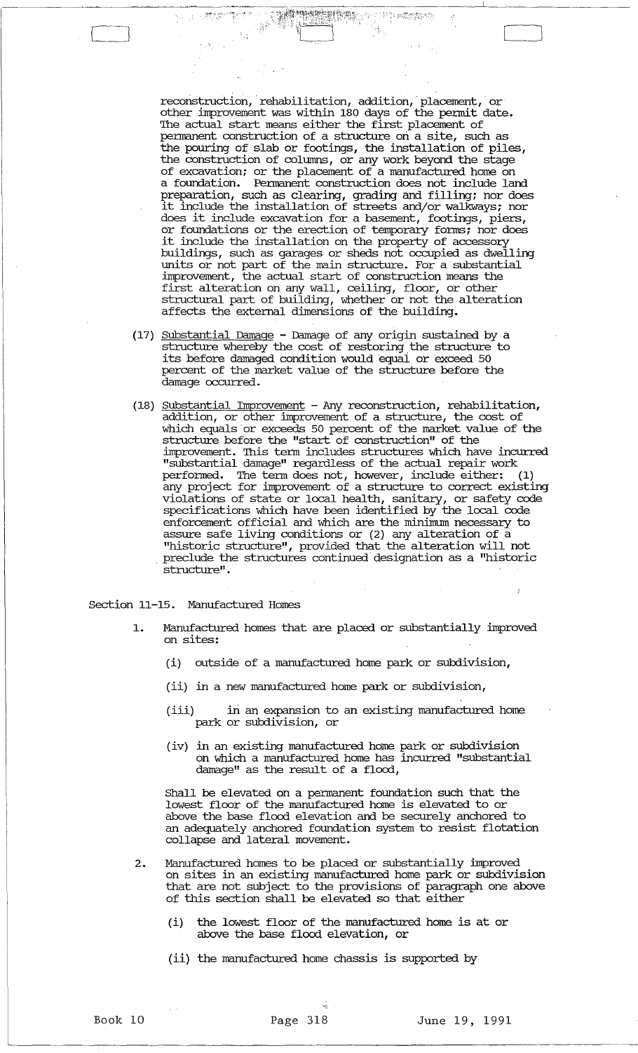reconstruction, rehabilitation, addition, placement, or other improvement was within 180 days of the permit date. The actual start means either the first placement of permanent construction of a structure on a site, such as the pouring of slab or footings, the installation of piles, the construction of columns, or any work beyond the stage of excavation; or the placement of a manufactured home on a foundation. Permanent construction does not include land preparation, such as clearing, grading and filling; nor does it include the installation of streets and/or walkways; nor does it include excavation for a basement, footings, piers, or foundations or the erection of temporary forms; nor does it include the installation on the property of accessory buildings, such as garages or sheds not occupied as dwelling units or not part of the main structure. For a substantial improvement, the actual start of construction means the first alteration on any wall, ceiling, floor, or other structural part of building, whether or not the alteration affects the external dimensions of the building.

(17) Substantial Damage - Damage of any origin sustained by a structure whereby the cost of restoring the structure to its before damaged condition would equal or exceed 50 percent of the market value of the structure before the damage occurred.

(18) Substantial Improvement - Any reconstruction, rehabilitation, addition, or other improvement of a structure, the cost of which equals or exceeds 50 percent of the market value of the structure before the "start of construction" of the improvement. This term includes structures which have incurred "substantial damage" regardless of the actual repair work performed. The term does not, however, include either: (1) any project for improvement of a structure to correct existing violations of state or local health, sanitary, or safety code specifications which have been identified by the local code enforcement official and which are the minimum necessary to assure safe living conditions or (2) any alteration of a "historic structure", provided that the alteration will not preclude the structures continued designation as a "historic structure".

Section 11-15. Manufactured Homes

1. Manufactured homes that are placed or substantially improved on sites:

   (i) outside of a manufactured home park or subdivision,

   (ii) in a new manufactured home park or subdivision,

   (iii) in an expansion to an existing manufactured home park or subdivision, or

   (iv) in an existing manufactured home park or subdivision on which a manufactured home has incurred "substantial damage" as the result of a flood,

   Shall be elevated on a permanent foundation such that the lowest floor of the manufactured home is elevated to or above the base flood elevation and be securely anchored to an adequately anchored foundation system to resist flotation collapse and lateral movement.

2. Manufactured homes to be placed or substantially improved on sites in an existing manufactured home park or subdivision that are not subject to the provisions of paragraph one above of this section shall be elevated so that either

   (i) the lowest floor of the manufactured home is at or above the base flood elevation, or

   (ii) the manufactured home chassis is supported by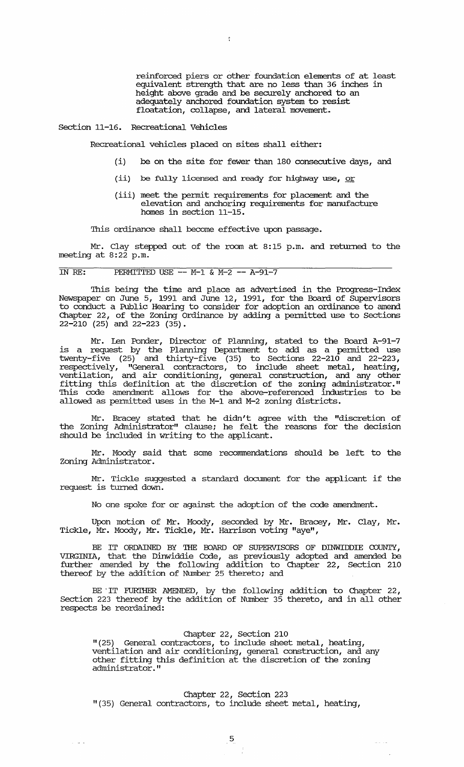reinforced piers or other foundation elements of at least equivalent strength that are no less than 36 inches in height above grade and be securely anchored to an adequately anchored foundation system to resist floatation, collapse, and lateral movement.

Section 11-16. Recreational Vehicles

Recreational vehicles placed on sites shall either:

(i) be on the site for fewer than 180 consecutive days, and

(ii) be fully licensed and ready for highway use, or

(iii) meet the permit requirements for placement and the elevation and anchoring requirements for manufacture homes in section 11-15.

This ordinance shall become effective upon passage.

Mr. Clay stepped out of the room at 8:15 p.m. and returned to the meeting at 8:22 p.m.

IN RE: PERMITTED USE -- M-1 & M-2 -- A-91-7

This being the time and place as advertised in the Progress-Index Newspaper on June 5, 1991 and June 12, 1991, for the Board of Supervisors to conduct a Public Hearing to consider for adoption an ordinance to amend Chapter 22, of the Zoning Ordinance by adding a permitted use to Sections 22-210 (25) and 22-223 (35).

Mr. Len Ponder, Director of Planning, stated to the Board A-91-7 is a request by the Planning Department to add as a permitted use twenty-five (25) and thirty-five (35) to Sections 22-210 and 22-223, respectively, "General contractors, to include sheet metal, heating, ventilation, and air conditioning, general construction, and any other fitting this definition at the discretion of the zoning administrator." This code amendment allows for the above-referenced industries to be allowed as permitted uses in the M-1 and M-2 zoning districts.

Mr. Bracey stated that he didn't agree with the "discretion of the Zoning Administrator" clause; he felt the reasons for the decision should be included in writing to the applicant.

Mr. Moody said that some recommendations should be left to the Zoning Administrator.

Mr. Tickle suggested a standard document for the applicant if the request is turned down.

No one spoke for or against the adoption of the code amendment.

Upon motion of Mr. Moody, seconded by Mr. Bracey, Mr. Clay, Mr. Tickle, Mr. Moody, Mr. Tickle, Mr. Harrison voting "aye",

BE IT ORDAINED BY THE BOARD OF SUPERVISORS OF DINWIDDIE COUNTY, VIRGINIA, that the Dinwiddie Code, as previously adopted and amended be further amended by the following addition to Chapter 22, Section 210 thereof by the addition of Number 25 thereto; and

BE IT FURTHER AMENDED, by the following addition to Chapter 22, Section 223 thereof by the addition of Number 35 thereto, and in all other respects be reordained:

Chapter 22, Section 210

"(25) General contractors, to include sheet metal, heating, ventilation and air conditioning, general construction, and any other fitting this definition at the discretion of the zoning administrator."

Chapter 22, Section 223

"(35) General contractors, to include sheet metal, heating,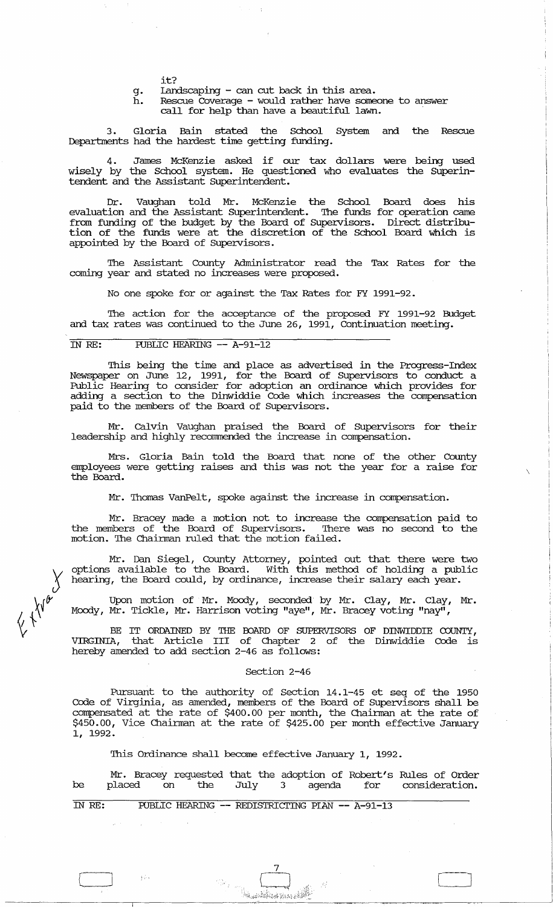it?

g. Landscaping - can cut back in this area.
h. Rescue Coverage - would rather have someone to answer call for help than have a beautiful lawn.

3. Gloria Bain stated the School System and the Rescue Departments had the hardest time getting funding.

4. James McKenzie asked if our tax dollars were being used wisely by the School system. He questioned who evaluates the Superintendent and the Assistant Superintendent.

Dr. Vaughan told Mr. McKenzie the School Board does his evaluation and the Assistant Superintendent. The funds for operation came from funding of the budget by the Board of Supervisors. Direct distribution of the funds were at the discretion of the School Board which is appointed by the Board of Supervisors.

The Assistant County Administrator read the Tax Rates for the coming year and stated no increases were proposed.

No one spoke for or against the Tax Rates for FY 1991-92.

The action for the acceptance of the proposed FY 1991-92 Budget and tax rates was continued to the June 26, 1991, Continuation meeting.

IN RE: PUBLIC HEARING -- A-91-12

This being the time and place as advertised in the Progress-Index Newspaper on June 12, 1991, for the Board of Supervisors to conduct a Public Hearing to consider for adoption an ordinance which provides for adding a section to the Dinwiddie Code which increases the compensation paid to the members of the Board of Supervisors.

Mr. Calvin Vaughan praised the Board of Supervisors for their leadership and highly recommended the increase in compensation.

Mrs. Gloria Bain told the Board that none of the other County employees were getting raises and this was not the year for a raise for the Board.

Mr. Thomas VanPelt, spoke against the increase in compensation.

Mr. Bracey made a motion not to increase the compensation paid to the members of the Board of Supervisors. There was no second to the motion. The Chairman ruled that the motion failed.

Mr. Dan Siegel, County Attorney, pointed out that there were two options available to the Board. With this method of holding a public hearing, the Board could, by ordinance, increase their salary each year.

Upon motion of Mr. Moody, seconded by Mr. Clay, Mr. Clay, Mr. Moody, Mr. Tickle, Mr. Harrison voting "aye", Mr. Bracey voting "nay",

BE IT ORDAINED BY THE BOARD OF SUPERVISORS OF DINWIDDIE COUNTY, VIRGINIA, that Article III of Chapter 2 of the Dinwiddie Code is hereby amended to add section 2-46 as follows:

Section 2-46

Pursuant to the authority of Section 14.1-45 et seq of the 1950 Code of Virginia, as amended, members of the Board of Supervisors shall be compensated at the rate of $400.00 per month, the Chairman at the rate of $450.00, Vice Chairman at the rate of $425.00 per month effective January 1, 1992.

This Ordinance shall become effective January 1, 1992.

Mr. Bracey requested that the adoption of Robert's Rules of Order be placed on the July 3 agenda for consideration.

IN RE: PUBLIC HEARING -- REDISTRICTING PLAN -- A-91-13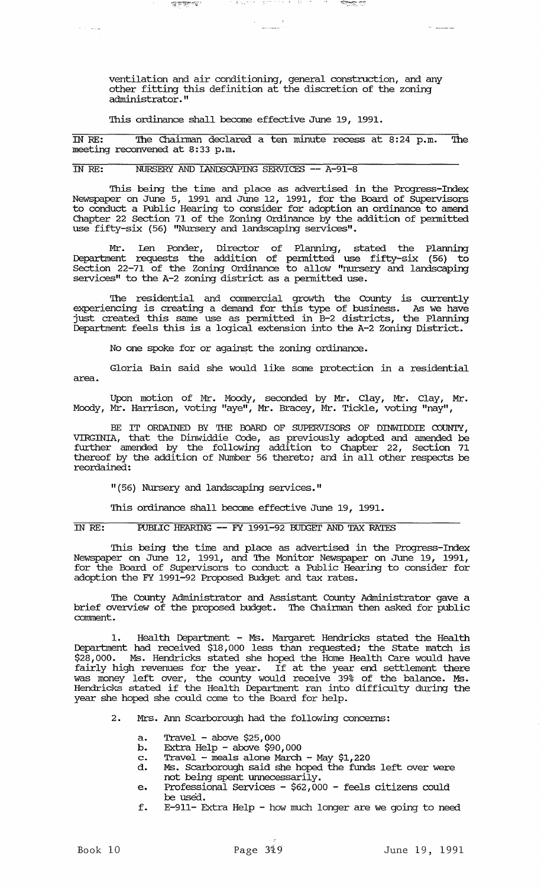ventilation and air conditioning, general construction, and any other fitting this definition at the discretion of the zoning administrator."

This ordinance shall become effective June 19, 1991.

IN RE: The Chairman declared a ten minute recess at 8:24 p.m. The meeting reconvened at 8:33 p.m.

IN RE: NURSERY AND LANDSCAPING SERVICES -- A-91-8

This being the time and place as advertised in the Progress-Index Newspaper on June 5, 1991 and June 12, 1991, for the Board of Supervisors to conduct a Public Hearing to consider for adoption an ordinance to amend Chapter 22 Section 71 of the Zoning Ordinance by the addition of permitted use fifty-six (56) "Nursery and landscaping services".

Mr. Len Ponder, Director of Planning, stated the Planning Department requests the addition of permitted use fifty-six (56) to Section 22-71 of the Zoning Ordinance to allow "nursery and landscaping services" to the A-2 zoning district as a permitted use.

The residential and commercial growth the County is currently experiencing is creating a demand for this type of business. As we have just created this same use as permitted in B-2 districts, the Planning Department feels this is a logical extension into the A-2 Zoning District.

No one spoke for or against the zoning ordinance.

Gloria Bain said she would like some protection in a residential area.

Upon motion of Mr. Moody, seconded by Mr. Clay, Mr. Clay, Mr. Moody, Mr. Harrison, voting "aye", Mr. Bracey, Mr. Tickle, voting "nay",

BE IT ORDAINED BY THE BOARD OF SUPERVISORS OF DINWIDDIE COUNTY, VIRGINIA, that the Dinwiddie Code, as previously adopted and amended be further amended by the following addition to Chapter 22, Section 71 thereof by the addition of Number 56 thereto; and in all other respects be reordained:

"(56) Nursery and landscaping services."

This ordinance shall become effective June 19, 1991.

IN RE: PUBLIC HEARING -- FY 1991-92 BUDGET AND TAX RATES

This being the time and place as advertised in the Progress-Index Newspaper on June 12, 1991, and The Monitor Newspaper on June 19, 1991, for the Board of Supervisors to conduct a Public Hearing to consider for adoption the FY 1991-92 Proposed Budget and tax rates.

The County Administrator and Assistant County Administrator gave a brief overview of the proposed budget. The Chairman then asked for public comment.

1. Health Department - Ms. Margaret Hendricks stated the Health Department had received $18,000 less than requested; the State match is $28,000. Ms. Hendricks stated she hoped the Home Health Care would have fairly high revenues for the year. If at the year end settlement there was money left over, the county would receive 39% of the balance. Ms. Hendricks stated if the Health Department ran into difficulty during the year she hoped she could come to the Board for help.

2. Mrs. Ann Scarborough had the following concerns:

   a. Travel - above $25,000
   b. Extra Help - above $90,000
   c. Travel - meals alone March - May $1,220
   d. Ms. Scarborough said she hoped the funds left over were not being spent unnecessarily.
   e. Professional Services - $62,000 - feels citizens could be used.
   f. E-911- Extra Help - how much longer are we going to need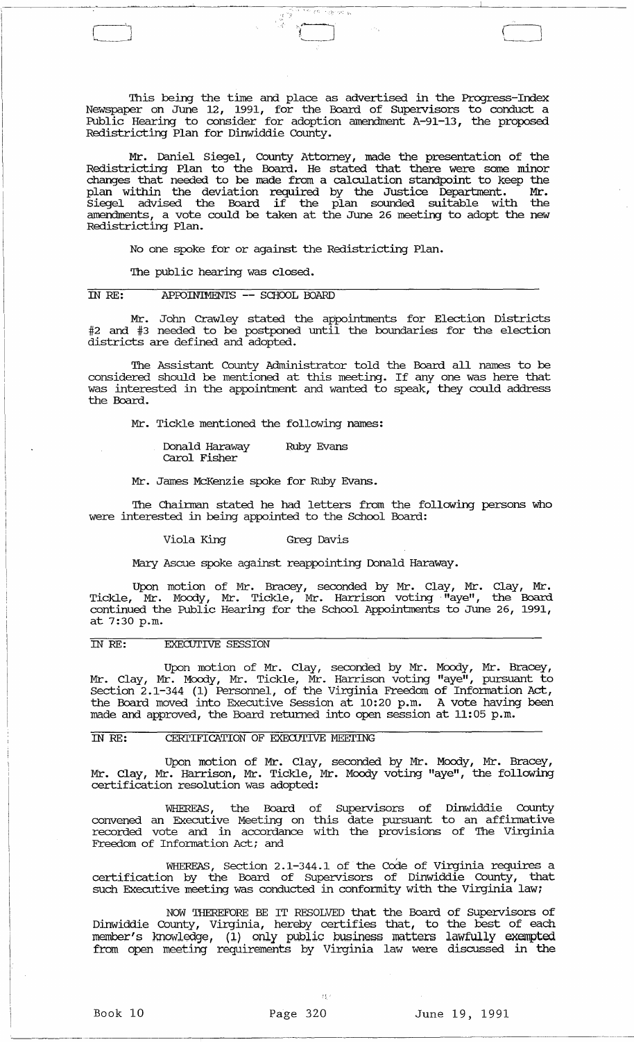This being the time and place as advertised in the Progress-Index Newspaper on June 12, 1991, for the Board of Supervisors to conduct a Public Hearing to consider for adoption amendment A-91-13, the proposed Redistricting Plan for Dinwiddie County.

Mr. Daniel Siegel, County Attorney, made the presentation of the Redistricting Plan to the Board. He stated that there were some minor changes that needed to be made from a calculation standpoint to keep the plan within the deviation required by the Justice Department. Mr. Siegel advised the Board if the plan sounded suitable with the amendments, a vote could be taken at the June 26 meeting to adopt the new Redistricting Plan.

No one spoke for or against the Redistricting Plan.

The public hearing was closed.

IN RE: APPOINTMENTS -- SCHOOL BOARD

Mr. John Crawley stated the appointments for Election Districts #2 and #3 needed to be postponed until the boundaries for the election districts are defined and adopted.

The Assistant County Administrator told the Board all names to be considered should be mentioned at this meeting. If any one was here that was interested in the appointment and wanted to speak, they could address the Board.

Mr. Tickle mentioned the following names:

Donald Haraway　　Ruby Evans
Carol Fisher

Mr. James McKenzie spoke for Ruby Evans.

The Chairman stated he had letters from the following persons who were interested in being appointed to the School Board:

Viola King　　Greg Davis

Mary Ascue spoke against reappointing Donald Haraway.

Upon motion of Mr. Bracey, seconded by Mr. Clay, Mr. Clay, Mr. Tickle, Mr. Moody, Mr. Tickle, Mr. Harrison voting "aye", the Board continued the Public Hearing for the School Appointments to June 26, 1991, at 7:30 p.m.

IN RE: EXECUTIVE SESSION

Upon motion of Mr. Clay, seconded by Mr. Moody, Mr. Bracey, Mr. Clay, Mr. Moody, Mr. Tickle, Mr. Harrison voting "aye", pursuant to Section 2.1-344 (1) Personnel, of the Virginia Freedom of Information Act, the Board moved into Executive Session at 10:20 p.m. A vote having been made and approved, the Board returned into open session at 11:05 p.m.

IN RE: CERTIFICATION OF EXECUTIVE MEETING

Upon motion of Mr. Clay, seconded by Mr. Moody, Mr. Bracey, Mr. Clay, Mr. Harrison, Mr. Tickle, Mr. Moody voting "aye", the following certification resolution was adopted:

WHEREAS, the Board of Supervisors of Dinwiddie County convened an Executive Meeting on this date pursuant to an affirmative recorded vote and in accordance with the provisions of The Virginia Freedom of Information Act; and

WHEREAS, Section 2.1-344.1 of the Code of Virginia requires a certification by the Board of Supervisors of Dinwiddie County, that such Executive meeting was conducted in conformity with the Virginia law;

NOW THEREFORE BE IT RESOLVED that the Board of Supervisors of Dinwiddie County, Virginia, hereby certifies that, to the best of each member's knowledge, (1) only public business matters lawfully exempted from open meeting requirements by Virginia law were discussed in the

Book 10　　Page 320　　June 19, 1991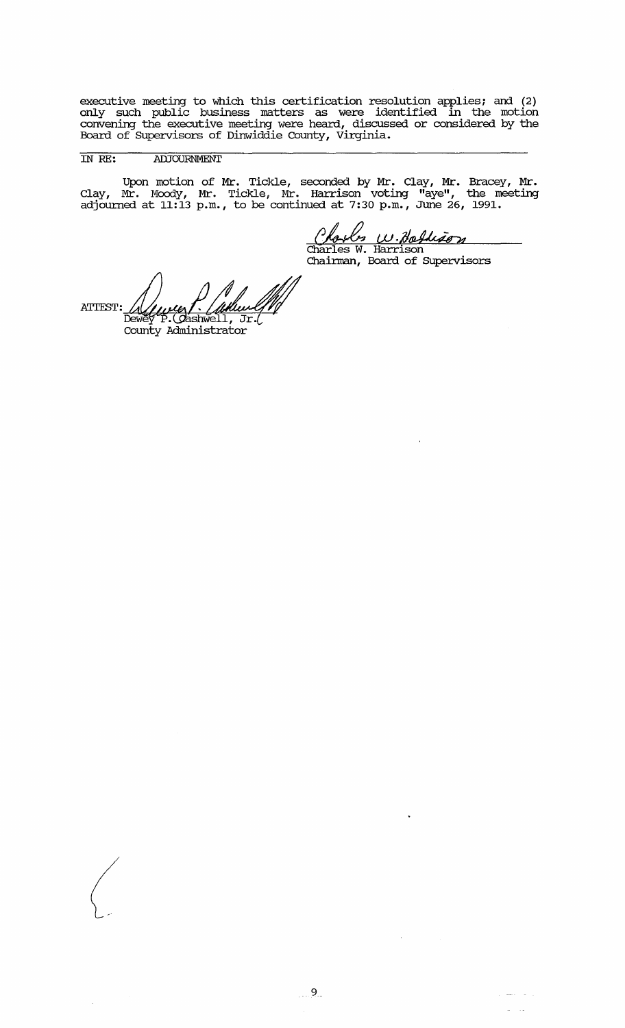executive meeting to which this certification resolution applies; and (2) only such public business matters as were identified in the motion convening the executive meeting were heard, discussed or considered by the Board of Supervisors of Dinwiddie County, Virginia.

IN RE: ADJOURNMENT

Upon motion of Mr. Tickle, seconded by Mr. Clay, Mr. Bracey, Mr. Clay, Mr. Moody, Mr. Tickle, Mr. Harrison voting "aye", the meeting adjourned at 11:13 p.m., to be continued at 7:30 p.m., June 26, 1991.

Charles W. Harrison
Chairman, Board of Supervisors

ATTEST: Dewey P. Cashwell, Jr.
County Administrator